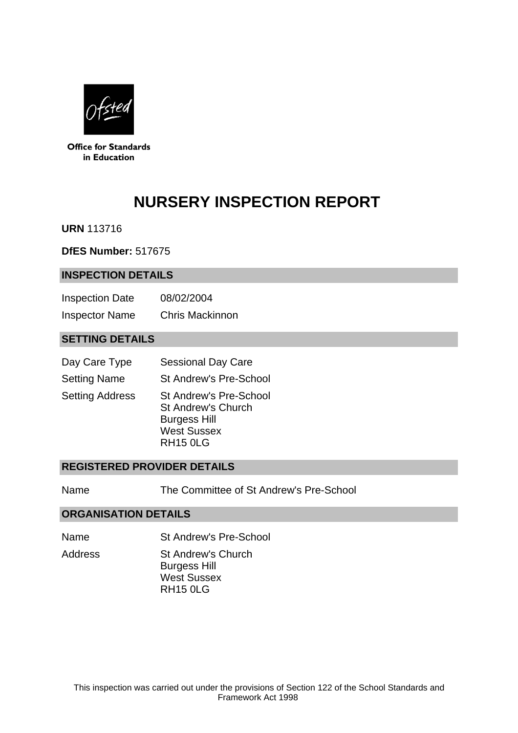Office for Standards in Education

# NURSERY INSPECTION REPORT

**URN** 113716

**DfES Number:** 517675

## INSPECTION DETAILS

| | |
|---|---|
| Inspection Date | 08/02/2004 |
| Inspector Name | Chris Mackinnon |

## SETTING DETAILS

| | |
|---|---|
| Day Care Type | Sessional Day Care |
| Setting Name | St Andrew's Pre-School |
| Setting Address | St Andrew's Pre-School<br>St Andrew's Church<br>Burgess Hill<br>West Sussex<br>RH15 0LG |

## REGISTERED PROVIDER DETAILS

| | |
|---|---|
| Name | The Committee of St Andrew's Pre-School |

## ORGANISATION DETAILS

| | |
|---|---|
| Name | St Andrew's Pre-School |
| Address | St Andrew's Church<br>Burgess Hill<br>West Sussex<br>RH15 0LG |

This inspection was carried out under the provisions of Section 122 of the School Standards and Framework Act 1998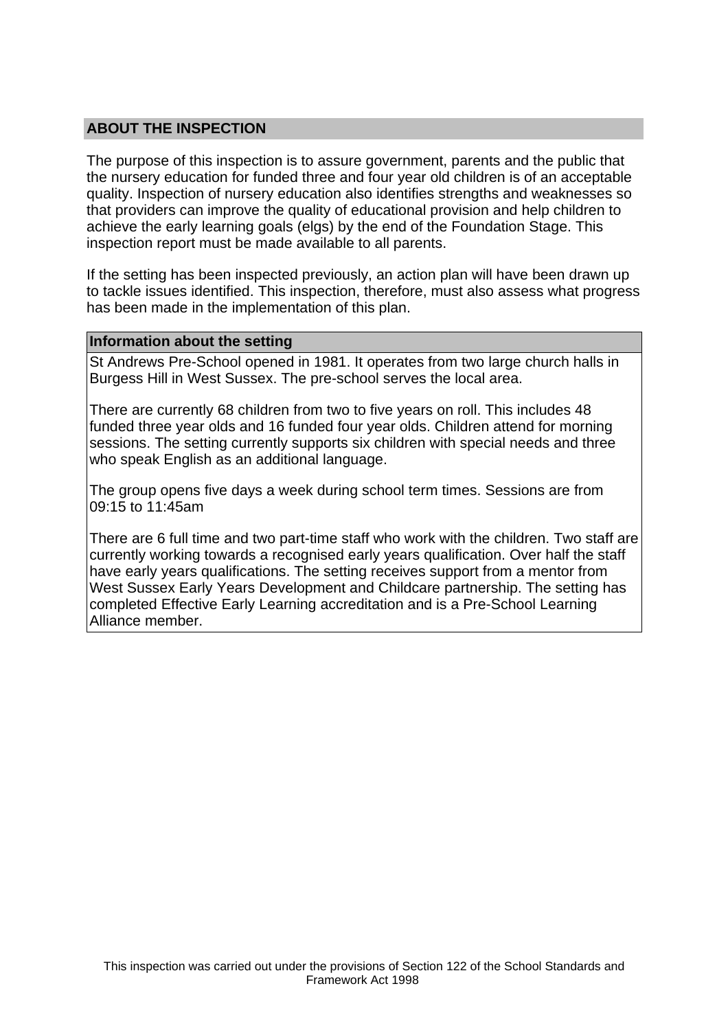## ABOUT THE INSPECTION

The purpose of this inspection is to assure government, parents and the public that the nursery education for funded three and four year old children is of an acceptable quality. Inspection of nursery education also identifies strengths and weaknesses so that providers can improve the quality of educational provision and help children to achieve the early learning goals (elgs) by the end of the Foundation Stage. This inspection report must be made available to all parents.

If the setting has been inspected previously, an action plan will have been drawn up to tackle issues identified. This inspection, therefore, must also assess what progress has been made in the implementation of this plan.

### Information about the setting

St Andrews Pre-School opened in 1981. It operates from two large church halls in Burgess Hill in West Sussex. The pre-school serves the local area.

There are currently 68 children from two to five years on roll. This includes 48 funded three year olds and 16 funded four year olds. Children attend for morning sessions. The setting currently supports six children with special needs and three who speak English as an additional language.

The group opens five days a week during school term times. Sessions are from 09:15 to 11:45am

There are 6 full time and two part-time staff who work with the children. Two staff are currently working towards a recognised early years qualification. Over half the staff have early years qualifications. The setting receives support from a mentor from West Sussex Early Years Development and Childcare partnership. The setting has completed Effective Early Learning accreditation and is a Pre-School Learning Alliance member.

This inspection was carried out under the provisions of Section 122 of the School Standards and Framework Act 1998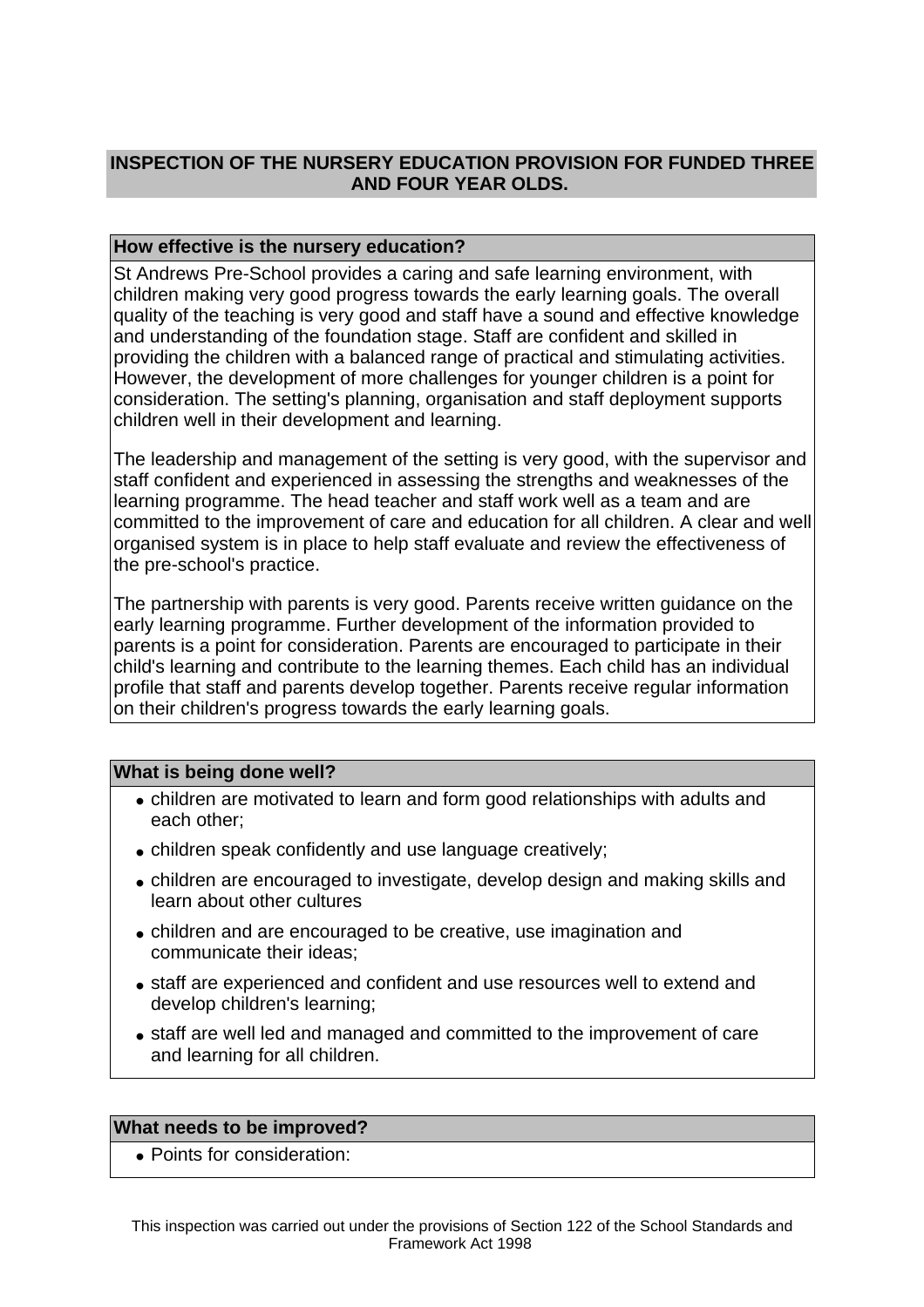## INSPECTION OF THE NURSERY EDUCATION PROVISION FOR FUNDED THREE AND FOUR YEAR OLDS.

### How effective is the nursery education?

St Andrews Pre-School provides a caring and safe learning environment, with children making very good progress towards the early learning goals. The overall quality of the teaching is very good and staff have a sound and effective knowledge and understanding of the foundation stage. Staff are confident and skilled in providing the children with a balanced range of practical and stimulating activities. However, the development of more challenges for younger children is a point for consideration. The setting's planning, organisation and staff deployment supports children well in their development and learning.

The leadership and management of the setting is very good, with the supervisor and staff confident and experienced in assessing the strengths and weaknesses of the learning programme. The head teacher and staff work well as a team and are committed to the improvement of care and education for all children. A clear and well organised system is in place to help staff evaluate and review the effectiveness of the pre-school's practice.

The partnership with parents is very good. Parents receive written guidance on the early learning programme. Further development of the information provided to parents is a point for consideration. Parents are encouraged to participate in their child's learning and contribute to the learning themes. Each child has an individual profile that staff and parents develop together. Parents receive regular information on their children's progress towards the early learning goals.

### What is being done well?

- children are motivated to learn and form good relationships with adults and each other;
- children speak confidently and use language creatively;
- children are encouraged to investigate, develop design and making skills and learn about other cultures
- children and are encouraged to be creative, use imagination and communicate their ideas;
- staff are experienced and confident and use resources well to extend and develop children's learning;
- staff are well led and managed and committed to the improvement of care and learning for all children.

### What needs to be improved?

- Points for consideration:

This inspection was carried out under the provisions of Section 122 of the School Standards and Framework Act 1998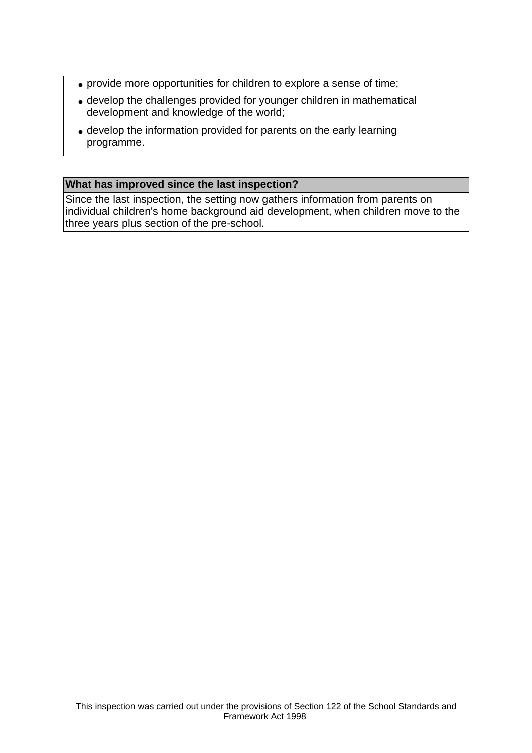- provide more opportunities for children to explore a sense of time;
- develop the challenges provided for younger children in mathematical development and knowledge of the world;
- develop the information provided for parents on the early learning programme.

**What has improved since the last inspection?**

Since the last inspection, the setting now gathers information from parents on individual children's home background aid development, when children move to the three years plus section of the pre-school.

This inspection was carried out under the provisions of Section 122 of the School Standards and Framework Act 1998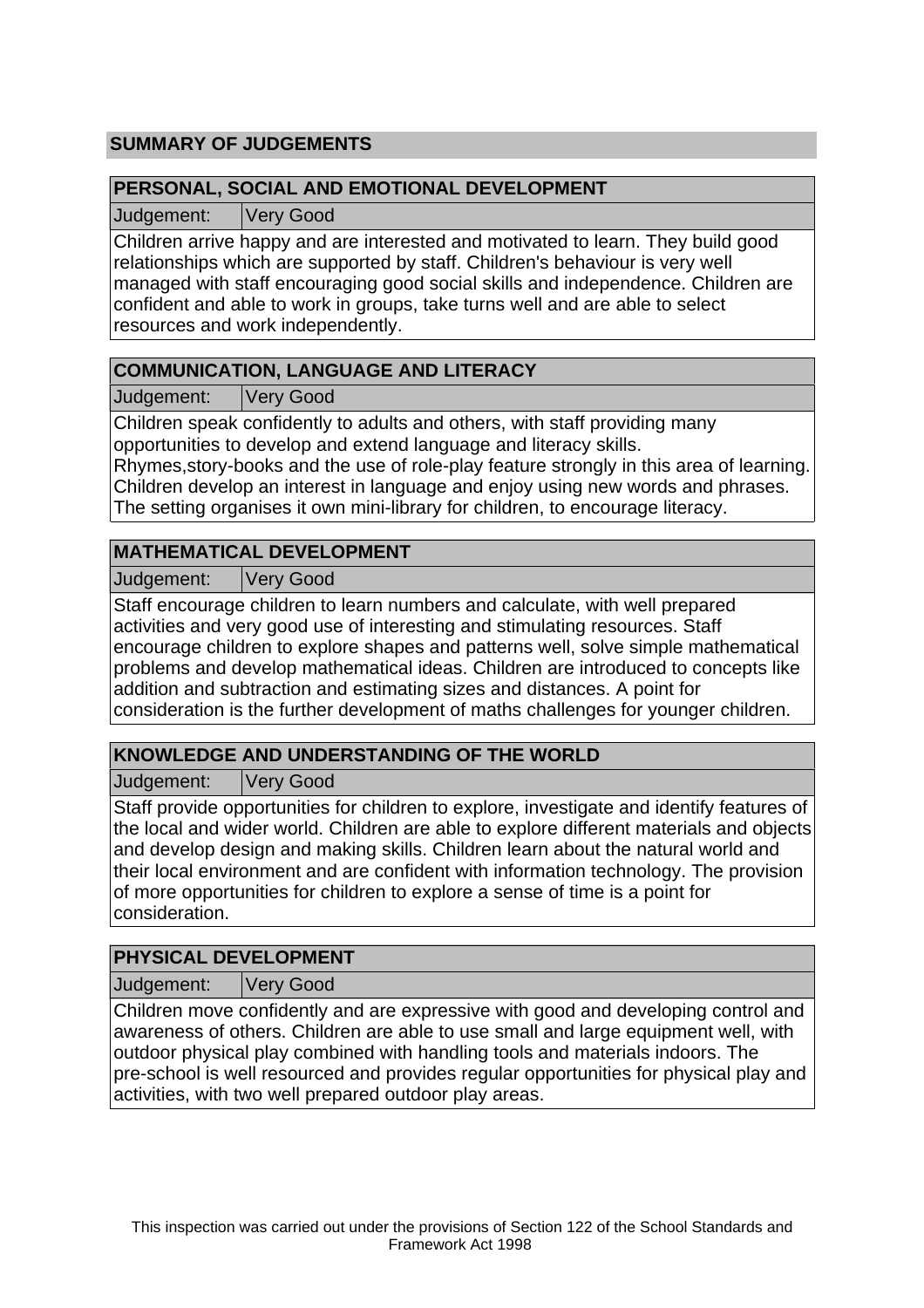## SUMMARY OF JUDGEMENTS

### PERSONAL, SOCIAL AND EMOTIONAL DEVELOPMENT

| Judgement: | Very Good |
|---|---|

Children arrive happy and are interested and motivated to learn. They build good relationships which are supported by staff. Children's behaviour is very well managed with staff encouraging good social skills and independence. Children are confident and able to work in groups, take turns well and are able to select resources and work independently.

### COMMUNICATION, LANGUAGE AND LITERACY

| Judgement: | Very Good |
|---|---|

Children speak confidently to adults and others, with staff providing many opportunities to develop and extend language and literacy skills. Rhymes,story-books and the use of role-play feature strongly in this area of learning. Children develop an interest in language and enjoy using new words and phrases. The setting organises it own mini-library for children, to encourage literacy.

### MATHEMATICAL DEVELOPMENT

| Judgement: | Very Good |
|---|---|

Staff encourage children to learn numbers and calculate, with well prepared activities and very good use of interesting and stimulating resources. Staff encourage children to explore shapes and patterns well, solve simple mathematical problems and develop mathematical ideas. Children are introduced to concepts like addition and subtraction and estimating sizes and distances. A point for consideration is the further development of maths challenges for younger children.

### KNOWLEDGE AND UNDERSTANDING OF THE WORLD

| Judgement: | Very Good |
|---|---|

Staff provide opportunities for children to explore, investigate and identify features of the local and wider world. Children are able to explore different materials and objects and develop design and making skills. Children learn about the natural world and their local environment and are confident with information technology. The provision of more opportunities for children to explore a sense of time is a point for consideration.

### PHYSICAL DEVELOPMENT

| Judgement: | Very Good |
|---|---|

Children move confidently and are expressive with good and developing control and awareness of others. Children are able to use small and large equipment well, with outdoor physical play combined with handling tools and materials indoors. The pre-school is well resourced and provides regular opportunities for physical play and activities, with two well prepared outdoor play areas.

This inspection was carried out under the provisions of Section 122 of the School Standards and Framework Act 1998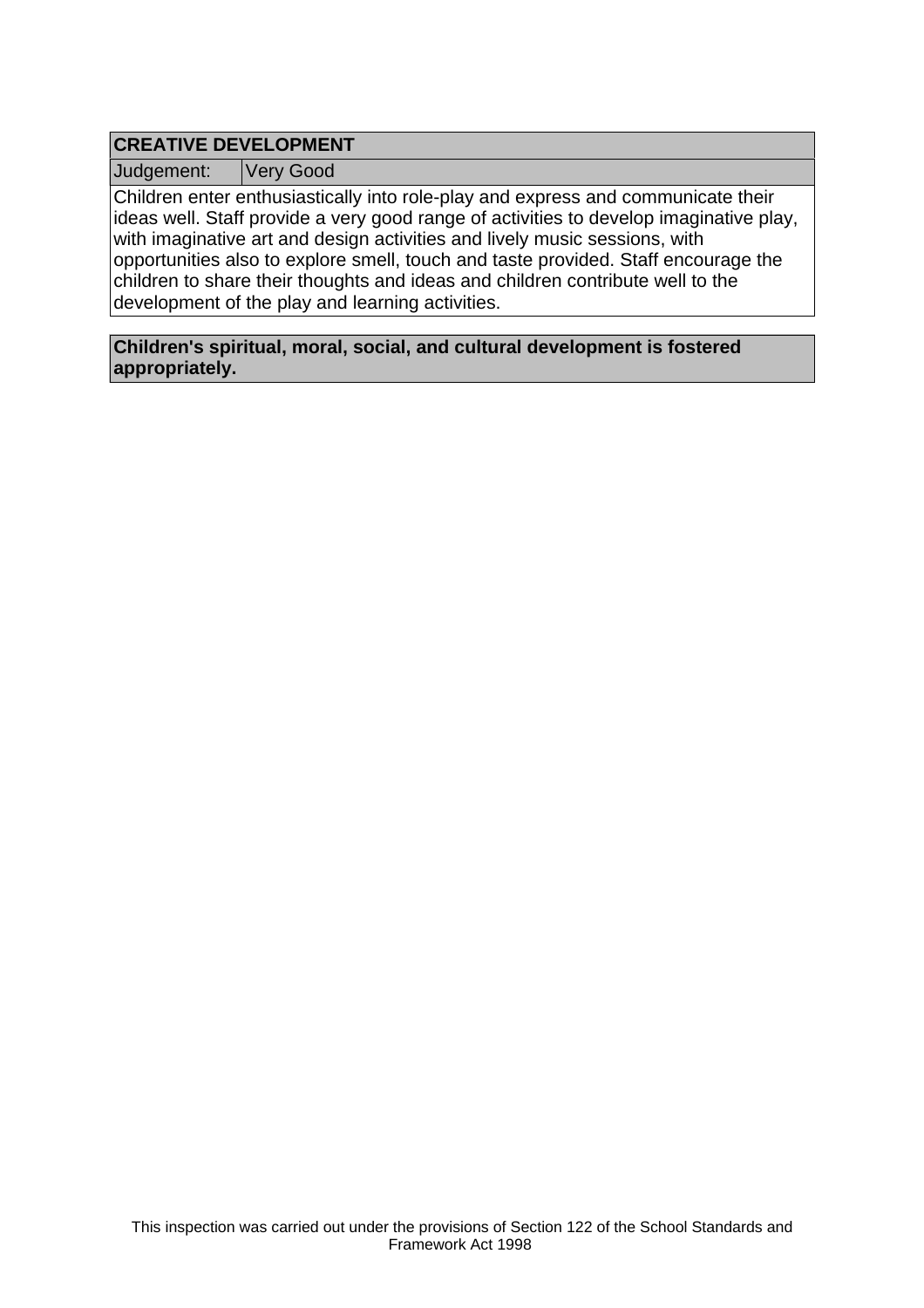## CREATIVE DEVELOPMENT

| Judgement: | Very Good |
|---|---|

Children enter enthusiastically into role-play and express and communicate their ideas well. Staff provide a very good range of activities to develop imaginative play, with imaginative art and design activities and lively music sessions, with opportunities also to explore smell, touch and taste provided. Staff encourage the children to share their thoughts and ideas and children contribute well to the development of the play and learning activities.

**Children's spiritual, moral, social, and cultural development is fostered appropriately.**

This inspection was carried out under the provisions of Section 122 of the School Standards and Framework Act 1998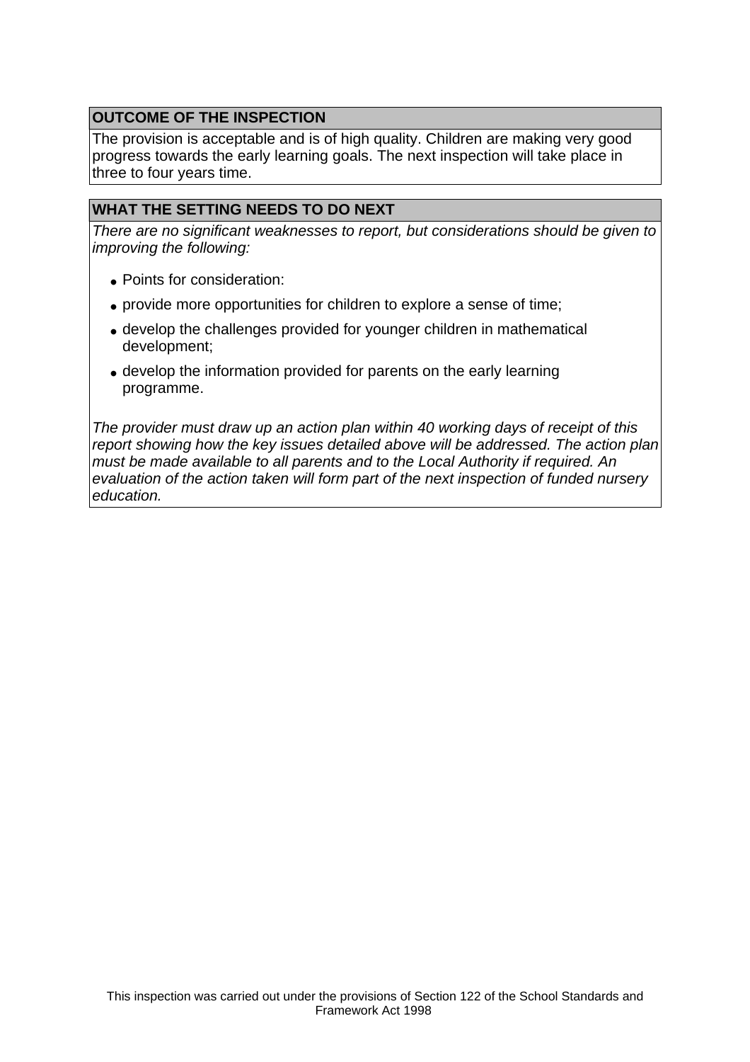## OUTCOME OF THE INSPECTION

The provision is acceptable and is of high quality. Children are making very good progress towards the early learning goals. The next inspection will take place in three to four years time.

## WHAT THE SETTING NEEDS TO DO NEXT

*There are no significant weaknesses to report, but considerations should be given to improving the following:*

- Points for consideration:
- provide more opportunities for children to explore a sense of time;
- develop the challenges provided for younger children in mathematical development;
- develop the information provided for parents on the early learning programme.

*The provider must draw up an action plan within 40 working days of receipt of this report showing how the key issues detailed above will be addressed. The action plan must be made available to all parents and to the Local Authority if required. An evaluation of the action taken will form part of the next inspection of funded nursery education.*

This inspection was carried out under the provisions of Section 122 of the School Standards and Framework Act 1998